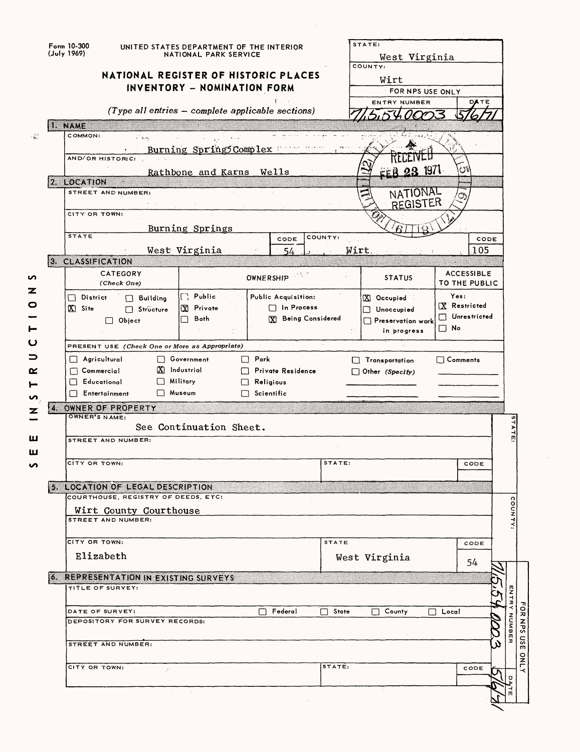Form 10-300
(July 1969)

UNITED STATES DEPARTMENT OF THE INTERIOR
NATIONAL PARK SERVICE

# NATIONAL REGISTER OF HISTORIC PLACES
# INVENTORY - NOMINATION FORM

*(Type all entries – complete applicable sections)*

| STATE: | |
|---|---|
| West Virginia | |
| COUNTY: | |
| Wirt | |
| FOR NPS USE ONLY | |
| ENTRY NUMBER | DATE |
| 7/15.540003 | 5/6/71 |

RECEIVED FEB 23 1971 NATIONAL REGISTER

## 1. NAME

COMMON:
Burning Springs Complex

AND/OR HISTORIC:
Rathbone and Karns Wells

## 2. LOCATION

STREET AND NUMBER:

CITY OR TOWN:
Burning Springs

| STATE | CODE | COUNTY: | CODE |
|---|---|---|---|
| West Virginia | 54 | Wirt | 105 |

## 3. CLASSIFICATION

| CATEGORY (Check One) | OWNERSHIP | | STATUS | ACCESSIBLE TO THE PUBLIC |
|---|---|---|---|---|
| ☐ District ☐ Building | ☐ Public | Public Acquisition: | ☒ Occupied | Yes: |
| ☒ Site ☐ Structure | ☒ Private | ☐ In Process | ☐ Unoccupied | ☒ Restricted |
| ☐ Object | ☐ Both | ☒ Being Considered | ☐ Preservation work in progress | ☐ Unrestricted |
| | | | | ☐ No |

PRESENT USE *(Check One or More as Appropriate)*

| | | | | |
|---|---|---|---|---|
| ☐ Agricultural | ☐ Government | ☐ Park | ☐ Transportation | ☐ Comments |
| ☐ Commercial | ☒ Industrial | ☐ Private Residence | ☐ Other *(Specify)* | |
| ☐ Educational | ☐ Military | ☐ Religious | | |
| ☐ Entertainment | ☐ Museum | ☐ Scientific | | |

SEE INSTRUCTIONS

## 4. OWNER OF PROPERTY

OWNER'S NAME:
See Continuation Sheet.

STREET AND NUMBER:

| CITY OR TOWN: | STATE: | CODE |
|---|---|---|
| | | |

## 5. LOCATION OF LEGAL DESCRIPTION

COURTHOUSE, REGISTRY OF DEEDS, ETC:
Wirt County Courthouse

STREET AND NUMBER:

| CITY OR TOWN: | STATE | CODE |
|---|---|---|
| Elizabeth | West Virginia | 54 |

## 6. REPRESENTATION IN EXISTING SURVEYS

TITLE OF SURVEY:

DATE OF SURVEY: ☐ Federal ☐ State ☐ County ☐ Local

DEPOSITORY FOR SURVEY RECORDS:

STREET AND NUMBER:

| CITY OR TOWN: | STATE: | CODE |
|---|---|---|
| | | |

STATE: COUNTY: ENTRY NUMBER 7/15.540003 DATE 5/6/71 FOR NPS USE ONLY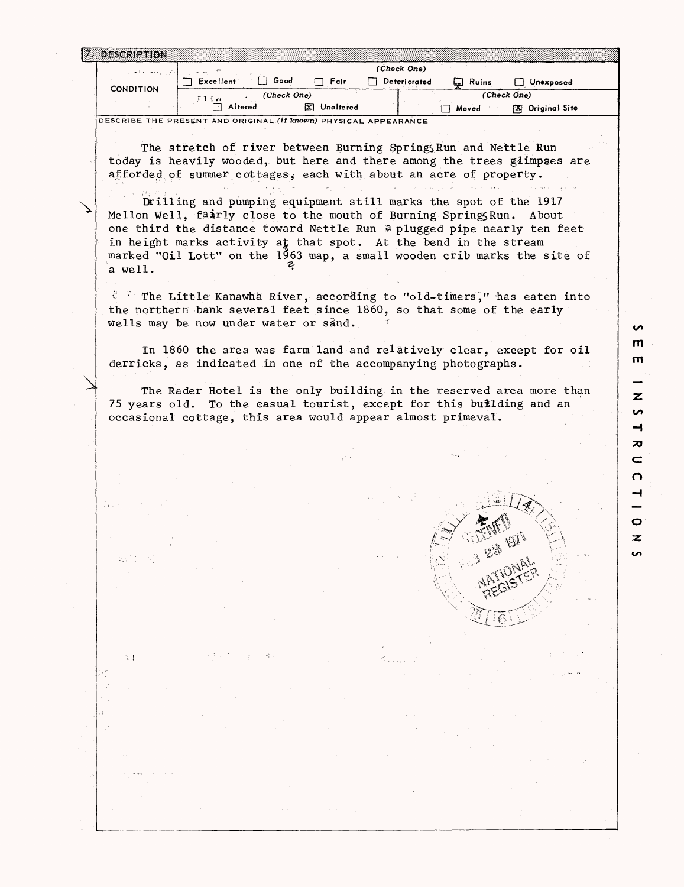## 7. DESCRIPTION

| CONDITION | (Check One) | | | | | |
|---|---|---|---|---|---|---|
| | ☐ Excellent | ☐ Good | ☐ Fair | ☐ Deteriorated | ☒ Ruins | ☐ Unexposed |
| | (Check One) | | | (Check One) | | |
| | ☐ Altered | ☒ Unaltered | | ☐ Moved | ☒ Original Site | |

DESCRIBE THE PRESENT AND ORIGINAL *(if known)* PHYSICAL APPEARANCE

The stretch of river between Burning Springs Run and Nettle Run today is heavily wooded, but here and there among the trees glimpses are afforded of summer cottages, each with about an acre of property.

Drilling and pumping equipment still marks the spot of the 1917 Mellon Well, fairly close to the mouth of Burning Springs Run. About one third the distance toward Nettle Run a plugged pipe nearly ten feet in height marks activity at that spot. At the bend in the stream marked "Oil Lott" on the 1963 map, a small wooden crib marks the site of a well.

The Little Kanawha River, according to "old-timers," has eaten into the northern bank several feet since 1860, so that some of the early wells may be now under water or sand.

In 1860 the area was farm land and relatively clear, except for oil derricks, as indicated in one of the accompanying photographs.

The Rader Hotel is the only building in the reserved area more than 75 years old. To the casual tourist, except for this building and an occasional cottage, this area would appear almost primeval.

RECEIVED
FEB 23 1971
NATIONAL REGISTER

SEE INSTRUCTIONS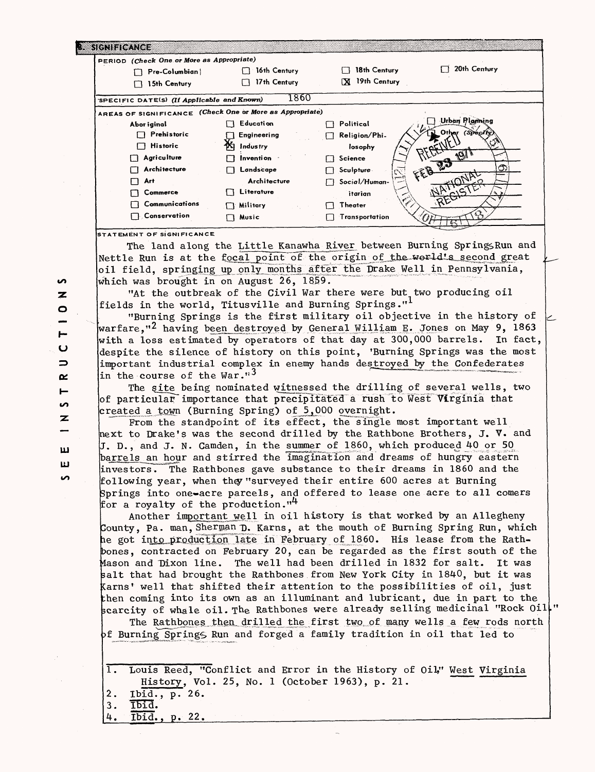## 8. SIGNIFICANCE

**PERIOD** *(Check One or More as Appropriate)*

| | | | |
|---|---|---|---|
| ☐ Pre-Columbian | ☐ 16th Century | ☐ 18th Century | ☐ 20th Century |
| ☐ 15th Century | ☐ 17th Century | ☒ 19th Century | |

**SPECIFIC DATE(S)** *(If Applicable and Known)* 1860

**AREAS OF SIGNIFICANCE** *(Check One or More as Appropriate)*

| | | | |
|---|---|---|---|
| Aboriginal | ☐ Education | ☐ Political | ☐ Urban Planning |
| ☐ Prehistoric | ☐ Engineering | ☐ Religion/Philosophy | ☐ Other (Specify) |
| ☐ Historic | ☒ Industry | | |
| ☐ Agriculture | ☐ Invention | ☐ Science | |
| ☐ Architecture | ☐ Landscape Architecture | ☐ Sculpture | |
| ☐ Art | | ☐ Social/Humanitarian | |
| ☐ Commerce | ☐ Literature | | |
| ☐ Communications | ☐ Military | ☐ Theater | |
| ☐ Conservation | ☐ Music | ☐ Transportation | |

RECEIVED FEB 23 1971 NATIONAL REGISTER

**STATEMENT OF SIGNIFICANCE**

The land along the Little Kanawha River between Burning Springs Run and Nettle Run is at the focal point of the origin of the world's second great oil field, springing up only months after the Drake Well in Pennsylvania, which was brought in on August 26, 1859.

"At the outbreak of the Civil War there were but two producing oil fields in the world, Titusville and Burning Springs."[1]

"Burning Springs is the first military oil objective in the history of warfare,"[2] having been destroyed by General William E. Jones on May 9, 1863 with a loss estimated by operators of that day at 300,000 barrels. In fact, despite the silence of history on this point, 'Burning Springs was the most important industrial complex in enemy hands destroyed by the Confederates in the course of the War."[3]

The site being nominated witnessed the drilling of several wells, two of particular importance that precipitated a rush to West Virginia that created a town (Burning Spring) of 5,000 overnight.

From the standpoint of its effect, the single most important well next to Drake's was the second drilled by the Rathbone Brothers, J. V. and J. D., and J. N. Camden, in the summer of 1860, which produced 40 or 50 barrels an hour and stirred the imagination and dreams of hungry eastern investors. The Rathbones gave substance to their dreams in 1860 and the following year, when they "surveyed their entire 600 acres at Burning Springs into one-acre parcels, and offered to lease one acre to all comers for a royalty of the production."[4]

Another important well in oil history is that worked by an Allegheny County, Pa. man, Sherman D. Karns, at the mouth of Burning Spring Run, which he got into production late in February of 1860. His lease from the Rathbones, contracted on February 20, can be regarded as the first south of the Mason and Dixon line. The well had been drilled in 1832 for salt. It was salt that had brought the Rathbones from New York City in 1840, but it was Karns' well that shifted their attention to the possibilities of oil, just then coming into its own as an illuminant and lubricant, due in part to the scarcity of whale oil. The Rathbones were already selling medicinal "Rock Oil."

The Rathbones then drilled the first two of many wells a few rods north of Burning Springs Run and forged a family tradition in oil that led to

---

1. Louis Reed, "Conflict and Error in the History of Oil," West Virginia History, Vol. 25, No. 1 (October 1963), p. 21.
2. Ibid., p. 26.
3. Ibid.
4. Ibid., p. 22.

SEE INSTRUCTIONS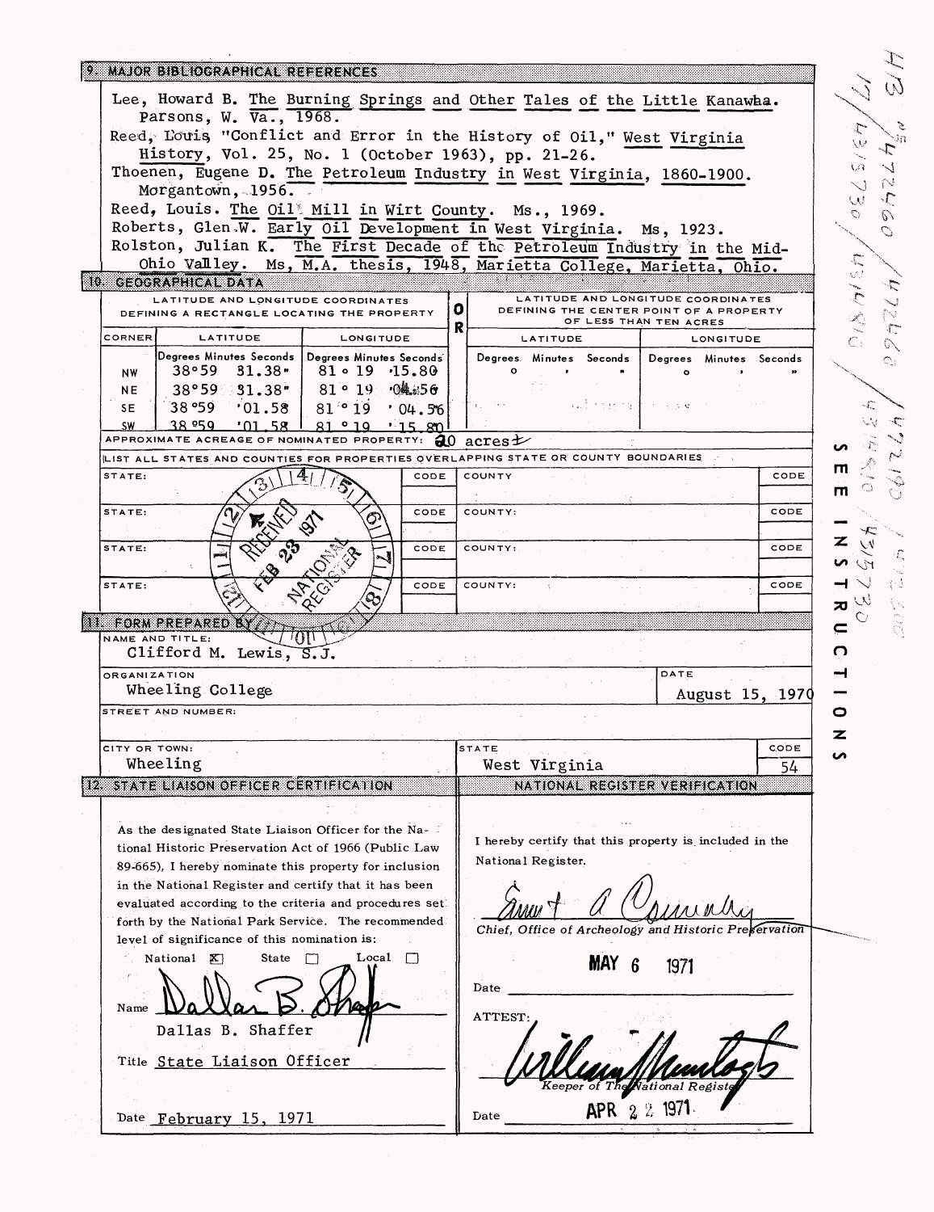## 9. MAJOR BIBLIOGRAPHICAL REFERENCES

Lee, Howard B. The Burning Springs and Other Tales of the Little Kanawha. Parsons, W. Va., 1968.

Reed, Louis "Conflict and Error in the History of Oil," West Virginia History, Vol. 25, No. 1 (October 1963), pp. 21-26.

Thoenen, Eugene D. The Petroleum Industry in West Virginia, 1860-1900. Morgantown, 1956.

Reed, Louis. The Oil Mill in Wirt County. Ms., 1969.

Roberts, Glen W. Early Oil Development in West Virginia. Ms, 1923.

Rolston, Julian K. The First Decade of the Petroleum Industry in the Mid-Ohio Valley. Ms, M.A. thesis, 1948, Marietta College, Marietta, Ohio.

## 10. GEOGRAPHICAL DATA

| LATITUDE AND LONGITUDE COORDINATES DEFINING A RECTANGLE LOCATING THE PROPERTY | | | OR | LATITUDE AND LONGITUDE COORDINATES DEFINING THE CENTER POINT OF A PROPERTY OF LESS THAN TEN ACRES | |
|---|---|---|---|---|---|
| CORNER | LATITUDE | LONGITUDE | | LATITUDE | LONGITUDE |
| | Degrees Minutes Seconds | Degrees Minutes Seconds | | Degrees Minutes Seconds | Degrees Minutes Seconds |
| NW | 38° 59 31.38" | 81° 19 15.80 | | ° ' " | ° ' " |
| NE | 38° 59 31.38" | 81° 19 04.56 | | | |
| SE | 38° 59 '01.58 | 81° 19 ' 04.56 | | | |
| SW | 38° 59 '01.58 | 81° 19 ' 15.80 | | | |

APPROXIMATE ACREAGE OF NOMINATED PROPERTY: 20 acres±

LIST ALL STATES AND COUNTIES FOR PROPERTIES OVERLAPPING STATE OR COUNTY BOUNDARIES

| STATE: | CODE | COUNTY | CODE |
|---|---|---|---|
| STATE: | CODE | COUNTY: | CODE |
| STATE: | CODE | COUNTY: | CODE |
| STATE: | CODE | COUNTY: | CODE |

RECEIVED FEB 23 1971 NATIONAL REGISTER

## 11. FORM PREPARED BY

NAME AND TITLE:
Clifford M. Lewis, S.J.

ORGANIZATION: Wheeling College

DATE: August 15, 1970

STREET AND NUMBER:

CITY OR TOWN: Wheeling

STATE: West Virginia

CODE: 54

## 12. STATE LIAISON OFFICER CERTIFICATION

As the designated State Liaison Officer for the National Historic Preservation Act of 1966 (Public Law 89-665), I hereby nominate this property for inclusion in the National Register and certify that it has been evaluated according to the criteria and procedures set forth by the National Park Service. The recommended level of significance of this nomination is:

National ☒ State ☐ Local ☐

Name Dallas B. Shaffer

Title State Liaison Officer

Date February 15, 1971

## NATIONAL REGISTER VERIFICATION

I hereby certify that this property is included in the National Register.

Ernest A. Connally
Chief, Office of Archeology and Historic Preservation

Date MAY 6 1971

ATTEST:

William Murtagh
Keeper of The National Register

Date APR 22 1971

SEE INSTRUCTIONS

17/435730/4312460 — 17/435810/4312460 — 17/435810/4312180 — 17/435730/4312200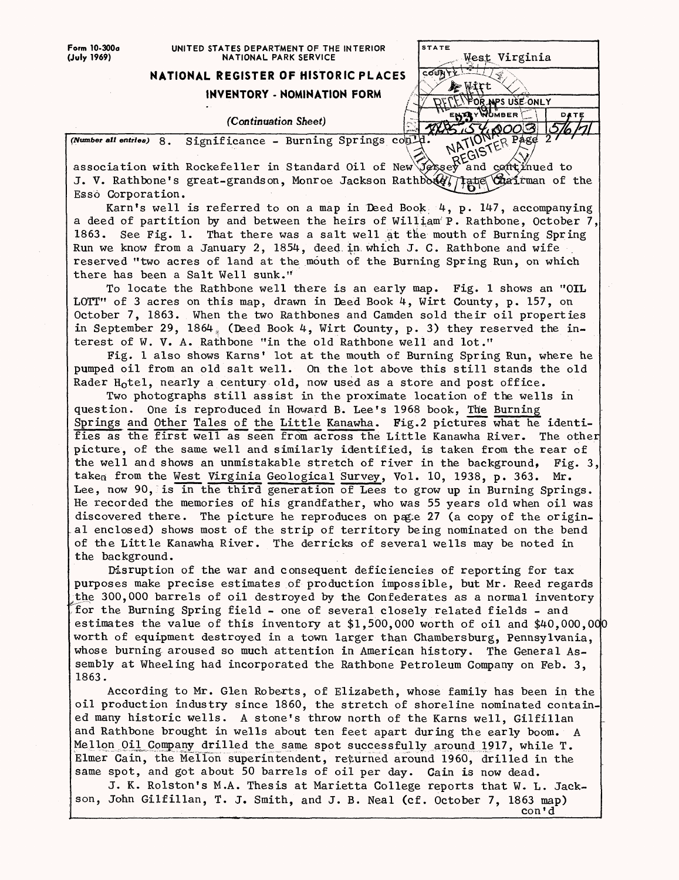Form 10-300a (July 1969)

UNITED STATES DEPARTMENT OF THE INTERIOR
NATIONAL PARK SERVICE

**NATIONAL REGISTER OF HISTORIC PLACES**
**INVENTORY - NOMINATION FORM**

*(Continuation Sheet)*

| STATE | |
|---|---|
| West Virginia | |
| COUNTY | |
| Wirt | |
| FOR NPS USE ONLY | |
| ENTRY NUMBER | DATE |
| 54.0003 | 5/6/71 |

(Number all entries) 8. Significance - Burning Springs con'd. Page 2

association with Rockefeller in Standard Oil of New Jersey and continued to J. V. Rathbone's great-grandson, Monroe Jackson Rathbone, late Chairman of the Esso Corporation.

Karn's well is referred to on a map in Deed Book 4, p. 147, accompanying a deed of partition by and between the heirs of William P. Rathbone, October 7, 1863. See Fig. 1. That there was a salt well at the mouth of Burning Spring Run we know from a January 2, 1854, deed in which J. C. Rathbone and wife reserved "two acres of land at the mouth of the Burning Spring Run, on which there has been a Salt Well sunk."

To locate the Rathbone well there is an early map. Fig. 1 shows an "OIL LOTT" of 3 acres on this map, drawn in Deed Book 4, Wirt County, p. 157, on October 7, 1863. When the two Rathbones and Camden sold their oil properties in September 29, 1864, (Deed Book 4, Wirt County, p. 3) they reserved the interest of W. V. A. Rathbone "in the old Rathbone well and lot."

Fig. 1 also shows Karns' lot at the mouth of Burning Spring Run, where he pumped oil from an old salt well. On the lot above this still stands the old Rader Hotel, nearly a century old, now used as a store and post office.

Two photographs still assist in the proximate location of the wells in question. One is reproduced in Howard B. Lee's 1968 book, The Burning Springs and Other Tales of the Little Kanawha. Fig. 2 pictures what he identifies as the first well as seen from across the Little Kanawha River. The other picture, of the same well and similarly identified, is taken from the rear of the well and shows an unmistakable stretch of river in the background, Fig. 3, taken from the West Virginia Geological Survey, Vol. 10, 1938, p. 363. Mr. Lee, now 90, is in the third generation of Lees to grow up in Burning Springs. He recorded the memories of his grandfather, who was 55 years old when oil was discovered there. The picture he reproduces on page 27 (a copy of the original enclosed) shows most of the strip of territory being nominated on the bend of the Little Kanawha River. The derricks of several wells may be noted in the background.

Disruption of the war and consequent deficiencies of reporting for tax purposes make precise estimates of production impossible, but Mr. Reed regards the 300,000 barrels of oil destroyed by the Confederates as a normal inventory for the Burning Spring field - one of several closely related fields - and estimates the value of this inventory at $1,500,000 worth of oil and $40,000,000 worth of equipment destroyed in a town larger than Chambersburg, Pennsylvania, whose burning aroused so much attention in American history. The General Assembly at Wheeling had incorporated the Rathbone Petroleum Company on Feb. 3, 1863.

According to Mr. Glen Roberts, of Elizabeth, whose family has been in the oil production industry since 1860, the stretch of shoreline nominated contained many historic wells. A stone's throw north of the Karns well, Gilfillan and Rathbone brought in wells about ten feet apart during the early boom. A Mellon Oil Company drilled the same spot successfully around 1917, while T. Elmer Cain, the Mellon superintendent, returned around 1960, drilled in the same spot, and got about 50 barrels of oil per day. Cain is now dead.

J. K. Rolston's M.A. Thesis at Marietta College reports that W. L. Jackson, John Gilfillan, T. J. Smith, and J. B. Neal (cf. October 7, 1863 map)

con'd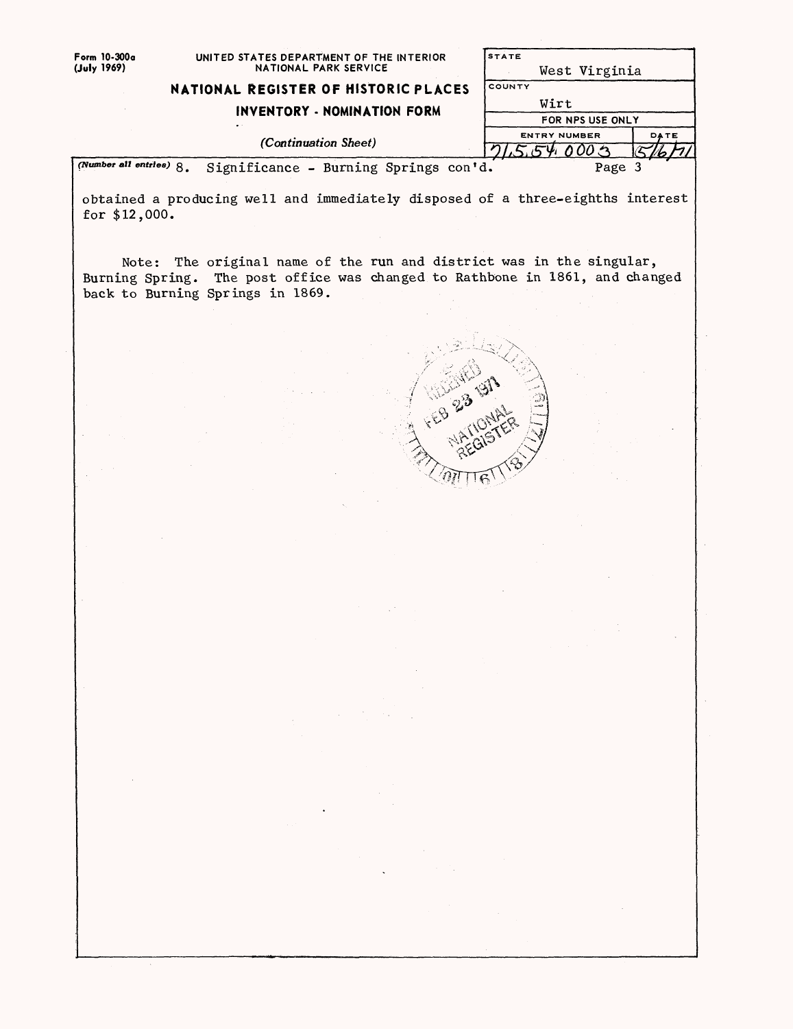Form 10-300a (July 1969)

UNITED STATES DEPARTMENT OF THE INTERIOR
NATIONAL PARK SERVICE

**NATIONAL REGISTER OF HISTORIC PLACES**

**INVENTORY - NOMINATION FORM**

*(Continuation Sheet)*

| | |
|---|---|
| STATE | West Virginia |
| COUNTY | Wirt |
| FOR NPS USE ONLY | |
| ENTRY NUMBER | DATE |
| 71.54.0003 | 5/6/71 |

*(Number all entries)* 8. Significance - Burning Springs con'd. Page 3

obtained a producing well and immediately disposed of a three-eighths interest for $12,000.

Note: The original name of the run and district was in the singular, Burning Spring. The post office was changed to Rathbone in 1861, and changed back to Burning Springs in 1869.

RECEIVED FEB 23 1971 NATIONAL REGISTER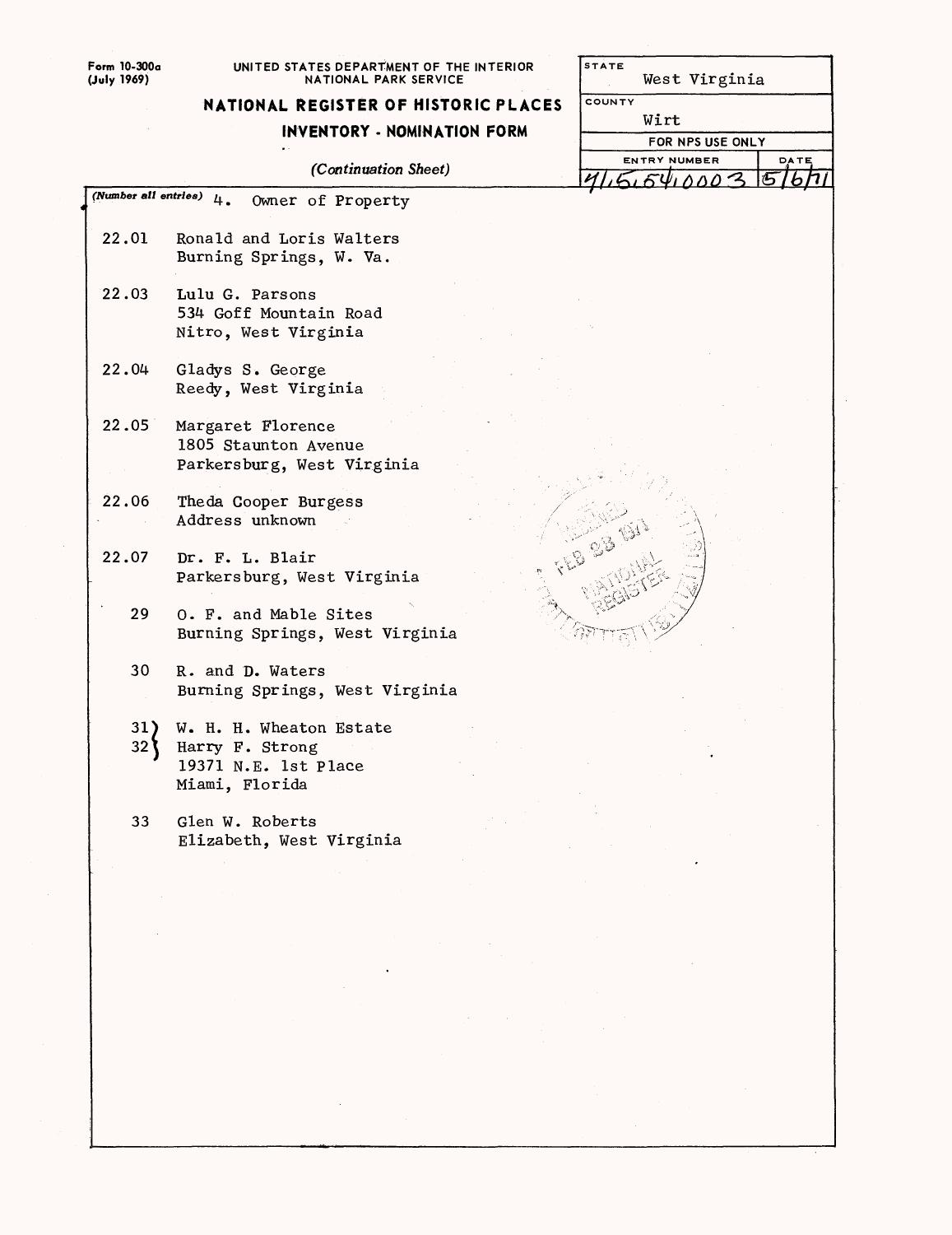Form 10-300a
(July 1969)

UNITED STATES DEPARTMENT OF THE INTERIOR
NATIONAL PARK SERVICE

# NATIONAL REGISTER OF HISTORIC PLACES

## INVENTORY - NOMINATION FORM

*(Continuation Sheet)*

| STATE | |
|---|---|
| West Virginia | |
| COUNTY | |
| Wirt | |
| FOR NPS USE ONLY | |
| ENTRY NUMBER | DATE |
| 4/1.54.0003 | 5/6/71 |

*(Number all entries)* 4. Owner of Property

22.01 Ronald and Loris Walters
Burning Springs, W. Va.

22.03 Lulu G. Parsons
534 Goff Mountain Road
Nitro, West Virginia

22.04 Gladys S. George
Reedy, West Virginia

22.05 Margaret Florence
1805 Staunton Avenue
Parkersburg, West Virginia

22.06 Theda Cooper Burgess
Address unknown

22.07 Dr. F. L. Blair
Parkersburg, West Virginia

29 O. F. and Mable Sites
Burning Springs, West Virginia

30 R. and D. Waters
Burning Springs, West Virginia

31, 32 W. H. H. Wheaton Estate
Harry F. Strong
19371 N.E. 1st Place
Miami, Florida

33 Glen W. Roberts
Elizabeth, West Virginia

RECEIVED FEB 23 1971 NATIONAL REGISTER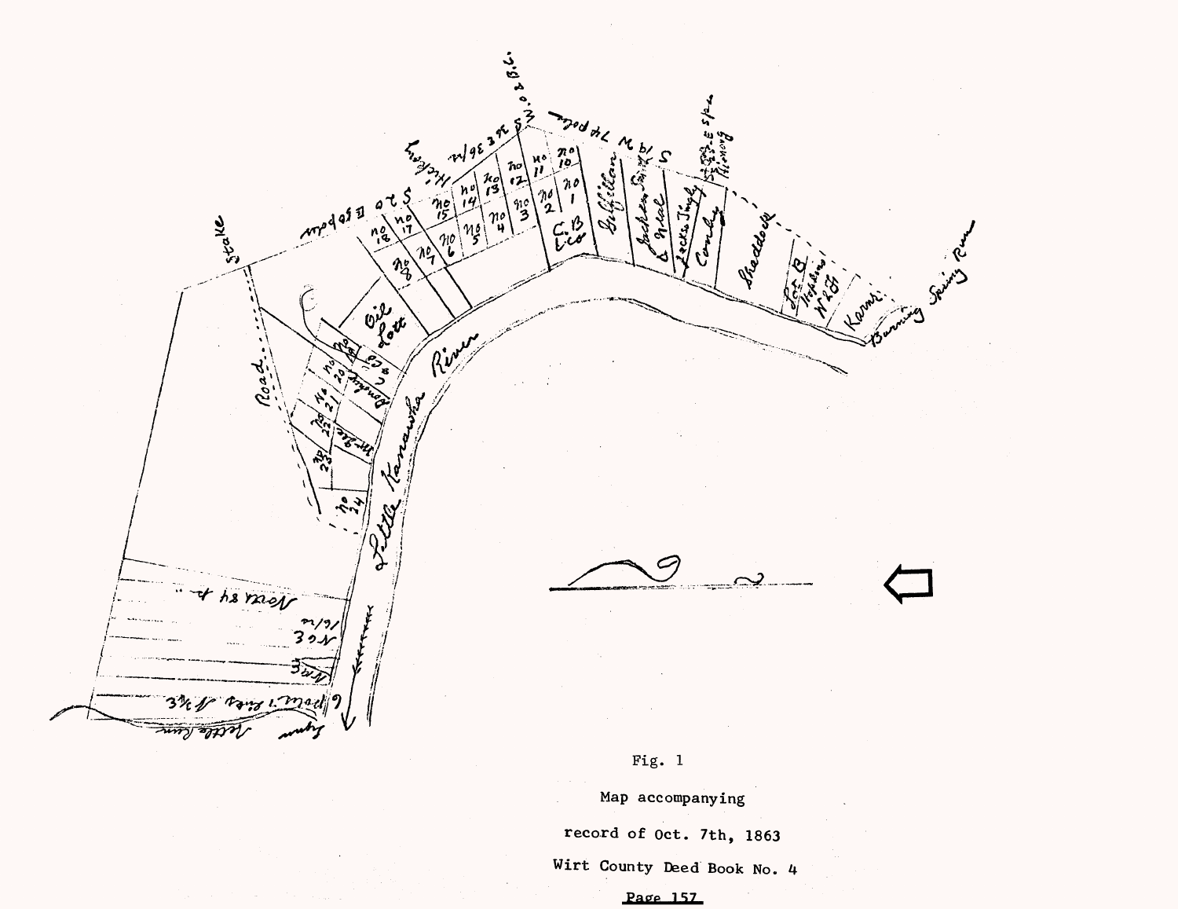Fig. 1

Map accompanying

record of Oct. 7th, 1863

Wirt County Deed Book No. 4

Page 157